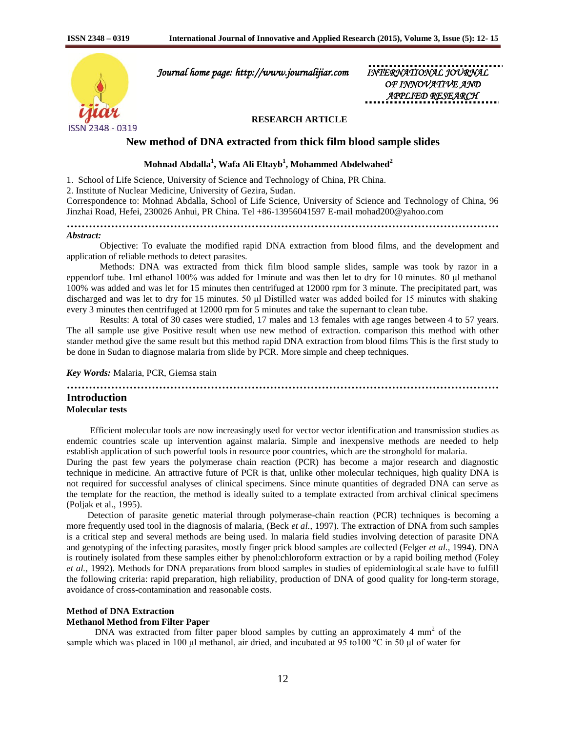*Journal home page: http://www.journalijiar.com*

*INTERNATIONAL JOURNAL OF INNOVATIVE AND APPLIED RESEARCH*

**RESEARCH ARTICLE**

# New method of DNA extracted from thick film blood sample slides

**Mohnad Abdalla[1], Wafa Ali Eltayb[1], Mohammed Abdelwahed[2]**

1. School of Life Science, University of Science and Technology of China, PR China.
2. Institute of Nuclear Medicine, University of Gezira, Sudan.

Correspondence to: Mohnad Abdalla, School of Life Science, University of Science and Technology of China, 96 Jinzhai Road, Hefei, 230026 Anhui, PR China. Tel +86-13956041597 E-mail mohad200@yahoo.com

---

***Abstract:***

Objective: To evaluate the modified rapid DNA extraction from blood films, and the development and application of reliable methods to detect parasites.

Methods: DNA was extracted from thick film blood sample slides, sample was took by razor in a eppendorf tube. 1ml ethanol 100% was added for 1minute and was then let to dry for 10 minutes. 80 µl methanol 100% was added and was let for 15 minutes then centrifuged at 12000 rpm for 3 minute. The precipitated part, was discharged and was let to dry for 15 minutes. 50 µl Distilled water was added boiled for 15 minutes with shaking every 3 minutes then centrifuged at 12000 rpm for 5 minutes and take the supernant to clean tube.

Results: A total of 30 cases were studied, 17 males and 13 females with age ranges between 4 to 57 years. The all sample use give Positive result when use new method of extraction. comparison this method with other stander method give the same result but this method rapid DNA extraction from blood films This is the first study to be done in Sudan to diagnose malaria from slide by PCR. More simple and cheep techniques.

***Key Words:*** Malaria, PCR, Giemsa stain

---

## Introduction

### Molecular tests

Efficient molecular tools are now increasingly used for vector vector identification and transmission studies as endemic countries scale up intervention against malaria. Simple and inexpensive methods are needed to help establish application of such powerful tools in resource poor countries, which are the stronghold for malaria.

During the past few years the polymerase chain reaction (PCR) has become a major research and diagnostic technique in medicine. An attractive future of PCR is that, unlike other molecular techniques, high quality DNA is not required for successful analyses of clinical specimens. Since minute quantities of degraded DNA can serve as the template for the reaction, the method is ideally suited to a template extracted from archival clinical specimens (Poljak et al., 1995).

Detection of parasite genetic material through polymerase-chain reaction (PCR) techniques is becoming a more frequently used tool in the diagnosis of malaria, (Beck *et al.*, 1997). The extraction of DNA from such samples is a critical step and several methods are being used. In malaria field studies involving detection of parasite DNA and genotyping of the infecting parasites, mostly finger prick blood samples are collected (Felger *et al.*, 1994). DNA is routinely isolated from these samples either by phenol:chloroform extraction or by a rapid boiling method (Foley *et al.*, 1992). Methods for DNA preparations from blood samples in studies of epidemiological scale have to fulfill the following criteria: rapid preparation, high reliability, production of DNA of good quality for long-term storage, avoidance of cross-contamination and reasonable costs.

### Method of DNA Extraction

#### Methanol Method from Filter Paper

DNA was extracted from filter paper blood samples by cutting an approximately 4 $mm^2$ of the sample which was placed in 100 µl methanol, air dried, and incubated at 95 to100 ºC in 50 µl of water for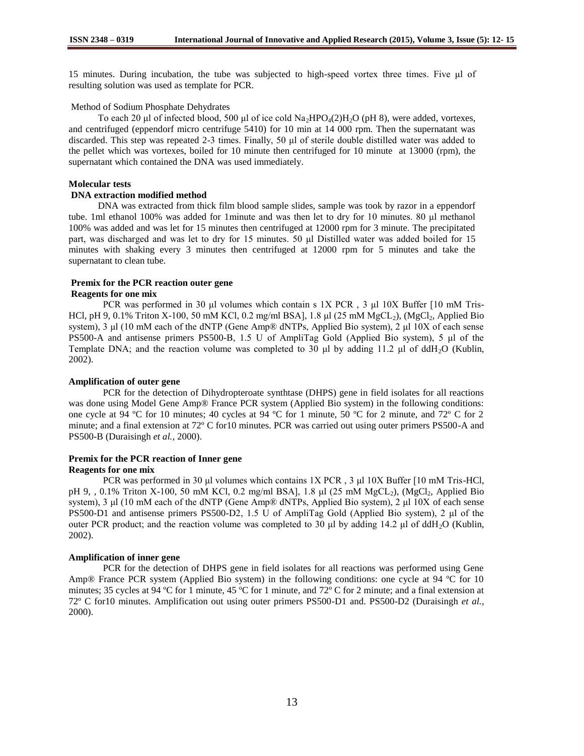15 minutes. During incubation, the tube was subjected to high-speed vortex three times. Five µl of resulting solution was used as template for PCR.

Method of Sodium Phosphate Dehydrates

To each 20 µl of infected blood, 500 µl of ice cold $Na_2HPO_4(2)H_2O$ (pH 8), were added, vortexes, and centrifuged (eppendorf micro centrifuge 5410) for 10 min at 14 000 rpm. Then the supernatant was discarded. This step was repeated 2-3 times. Finally, 50 µl of sterile double distilled water was added to the pellet which was vortexes, boiled for 10 minute then centrifuged for 10 minute at 13000 (rpm), the supernatant which contained the DNA was used immediately.

**Molecular tests**

**DNA extraction modified method**

DNA was extracted from thick film blood sample slides, sample was took by razor in a eppendorf tube. 1ml ethanol 100% was added for 1minute and was then let to dry for 10 minutes. 80 µl methanol 100% was added and was let for 15 minutes then centrifuged at 12000 rpm for 3 minute. The precipitated part, was discharged and was let to dry for 15 minutes. 50 µl Distilled water was added boiled for 15 minutes with shaking every 3 minutes then centrifuged at 12000 rpm for 5 minutes and take the supernatant to clean tube.

**Premix for the PCR reaction outer gene**

**Reagents for one mix**

PCR was performed in 30 µl volumes which contain s 1X PCR , 3 µl 10X Buffer [10 mM Tris-HCl, pH 9, 0.1% Triton X-100, 50 mM KCl, 0.2 mg/ml BSA], 1.8 µl (25 mM $MgCL_2$), ($MgCl_2$, Applied Bio system), 3 µl (10 mM each of the dNTP (Gene Amp® dNTPs, Applied Bio system), 2 µl 10X of each sense PS500-A and antisense primers PS500-B, 1.5 U of AmpliTag Gold (Applied Bio system), 5 µl of the Template DNA; and the reaction volume was completed to 30 µl by adding 11.2 µl of $ddH_2O$ (Kublin, 2002).

**Amplification of outer gene**

PCR for the detection of Dihydropteroate synthtase (DHPS) gene in field isolates for all reactions was done using Model Gene Amp® France PCR system (Applied Bio system) in the following conditions: one cycle at 94 ºC for 10 minutes; 40 cycles at 94 ºC for 1 minute, 50 ºC for 2 minute, and 72º C for 2 minute; and a final extension at 72º C for10 minutes. PCR was carried out using outer primers PS500-A and PS500-B (Duraisingh *et al.*, 2000).

**Premix for the PCR reaction of Inner gene**

**Reagents for one mix**

PCR was performed in 30 µl volumes which contains 1X PCR , 3 µl 10X Buffer [10 mM Tris-HCl, pH 9, , 0.1% Triton X-100, 50 mM KCl, 0.2 mg/ml BSA], 1.8 µl (25 mM $MgCL_2$), ($MgCl_2$, Applied Bio system), 3 µl (10 mM each of the dNTP (Gene Amp® dNTPs, Applied Bio system), 2 µl 10X of each sense PS500-D1 and antisense primers PS500-D2, 1.5 U of AmpliTag Gold (Applied Bio system), 2 µl of the outer PCR product; and the reaction volume was completed to 30 µl by adding 14.2 µl of $ddH_2O$ (Kublin, 2002).

**Amplification of inner gene**

PCR for the detection of DHPS gene in field isolates for all reactions was performed using Gene Amp® France PCR system (Applied Bio system) in the following conditions: one cycle at 94 ºC for 10 minutes; 35 cycles at 94 ºC for 1 minute, 45 ºC for 1 minute, and 72º C for 2 minute; and a final extension at 72º C for10 minutes. Amplification out using outer primers PS500-D1 and. PS500-D2 (Duraisingh *et al.*, 2000).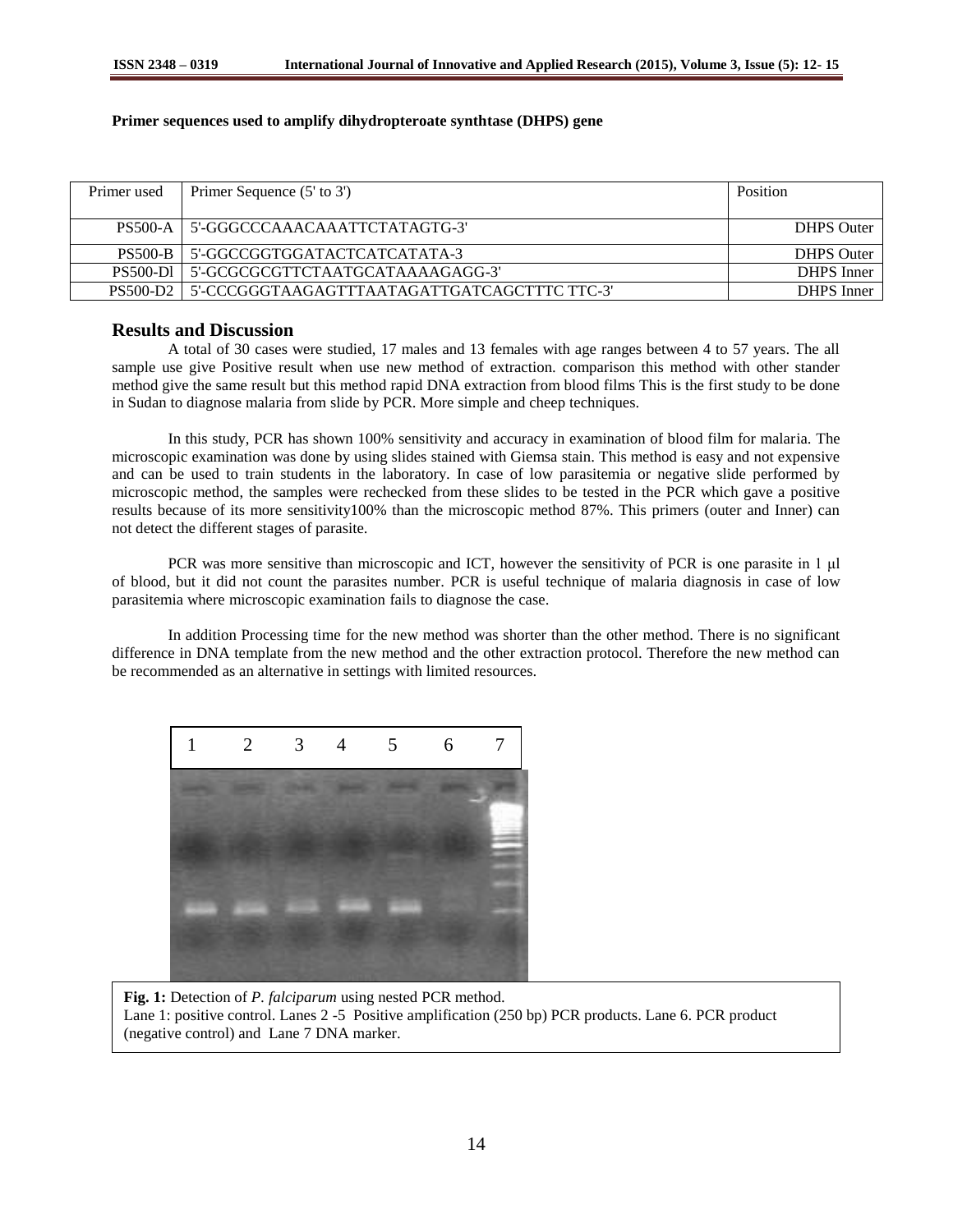**Primer sequences used to amplify dihydropteroate synthtase (DHPS) gene**

| Primer used | Primer Sequence (5' to 3') | Position |
|---|---|---|
| PS500-A | 5'-GGGCCCAAACAAATTCTATAGTG-3' | DHPS Outer |
| PS500-B | 5'-GGCCGGTGGATACTCATCATATA-3 | DHPS Outer |
| PS500-Dl | 5'-GCGCGCGTTCTAATGCATAAAAGAGG-3' | DHPS Inner |
| PS500-D2 | 5'-CCCGGGTAAGAGTTTAATAGATTGATCAGCTTTC TTC-3' | DHPS Inner |

## Results and Discussion

A total of 30 cases were studied, 17 males and 13 females with age ranges between 4 to 57 years. The all sample use give Positive result when use new method of extraction. comparison this method with other stander method give the same result but this method rapid DNA extraction from blood films This is the first study to be done in Sudan to diagnose malaria from slide by PCR. More simple and cheep techniques.

In this study, PCR has shown 100% sensitivity and accuracy in examination of blood film for malaria. The microscopic examination was done by using slides stained with Giemsa stain. This method is easy and not expensive and can be used to train students in the laboratory. In case of low parasitemia or negative slide performed by microscopic method, the samples were rechecked from these slides to be tested in the PCR which gave a positive results because of its more sensitivity100% than the microscopic method 87%. This primers (outer and Inner) can not detect the different stages of parasite.

PCR was more sensitive than microscopic and ICT, however the sensitivity of PCR is one parasite in 1 μl of blood, but it did not count the parasites number. PCR is useful technique of malaria diagnosis in case of low parasitemia where microscopic examination fails to diagnose the case.

In addition Processing time for the new method was shorter than the other method. There is no significant difference in DNA template from the new method and the other extraction protocol. Therefore the new method can be recommended as an alternative in settings with limited resources.

1 2 3 4 5 6 7

**Fig. 1:** Detection of *P. falciparum* using nested PCR method.
Lane 1: positive control. Lanes 2 -5 Positive amplification (250 bp) PCR products. Lane 6. PCR product (negative control) and Lane 7 DNA marker.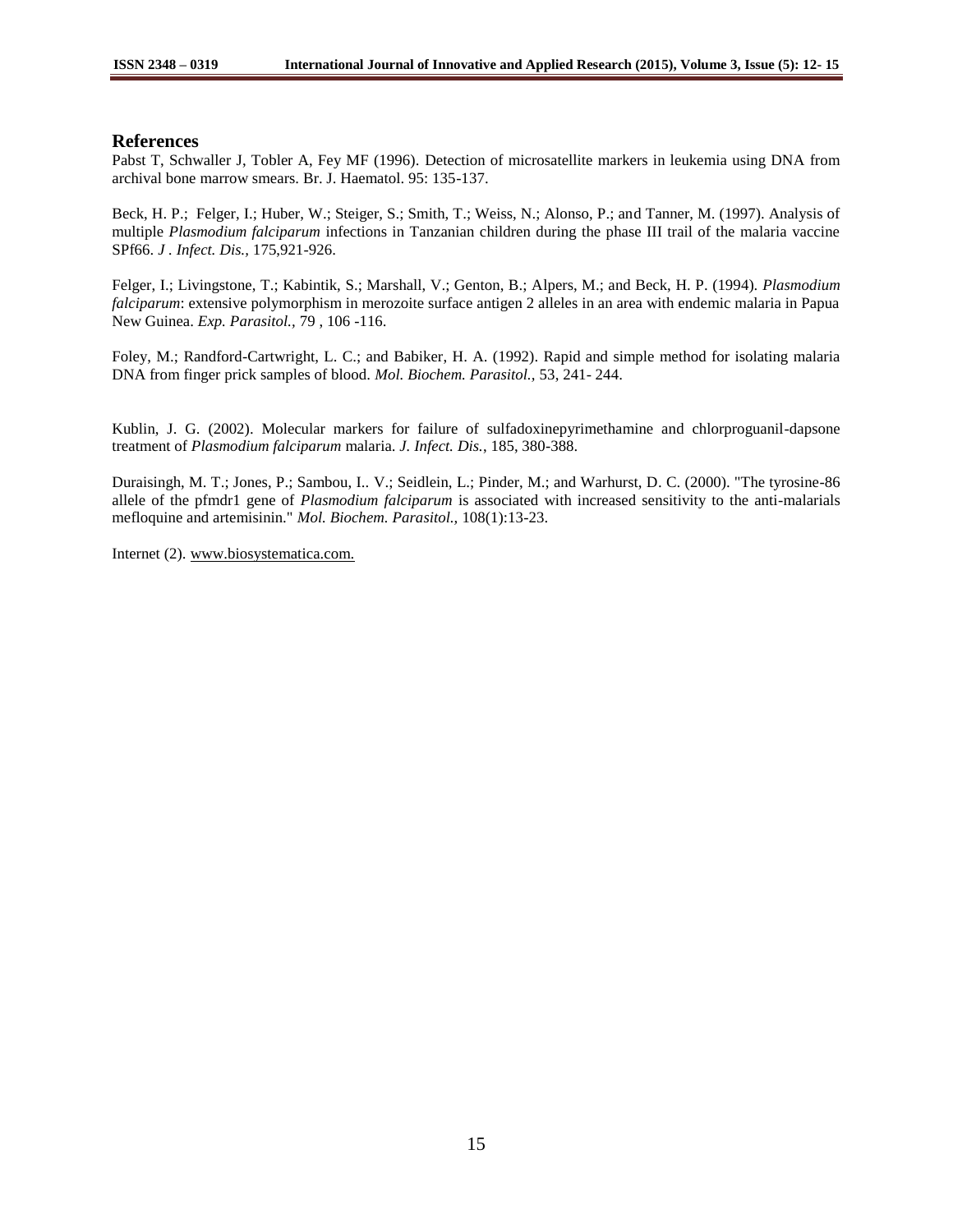## References

Pabst T, Schwaller J, Tobler A, Fey MF (1996). Detection of microsatellite markers in leukemia using DNA from archival bone marrow smears. Br. J. Haematol. 95: 135-137.

Beck, H. P.; Felger, I.; Huber, W.; Steiger, S.; Smith, T.; Weiss, N.; Alonso, P.; and Tanner, M. (1997). Analysis of multiple *Plasmodium falciparum* infections in Tanzanian children during the phase III trail of the malaria vaccine SPf66. *J . Infect. Dis.*, 175,921-926.

Felger, I.; Livingstone, T.; Kabintik, S.; Marshall, V.; Genton, B.; Alpers, M.; and Beck, H. P. (1994). *Plasmodium falciparum*: extensive polymorphism in merozoite surface antigen 2 alleles in an area with endemic malaria in Papua New Guinea. *Exp. Parasitol.,* 79 , 106 -116.

Foley, M.; Randford-Cartwright, L. C.; and Babiker, H. A. (1992). Rapid and simple method for isolating malaria DNA from finger prick samples of blood. *Mol. Biochem. Parasitol.,* 53, 241- 244.

Kublin, J. G. (2002). Molecular markers for failure of sulfadoxinepyrimethamine and chlorproguanil-dapsone treatment of *Plasmodium falciparum* malaria. *J. Infect. Dis.*, 185, 380-388.

Duraisingh, M. T.; Jones, P.; Sambou, I.. V.; Seidlein, L.; Pinder, M.; and Warhurst, D. C. (2000). "The tyrosine-86 allele of the pfmdr1 gene of *Plasmodium falciparum* is associated with increased sensitivity to the anti-malarials mefloquine and artemisinin." *Mol. Biochem. Parasitol.,* 108(1):13-23.

Internet (2). www.biosystematica.com.